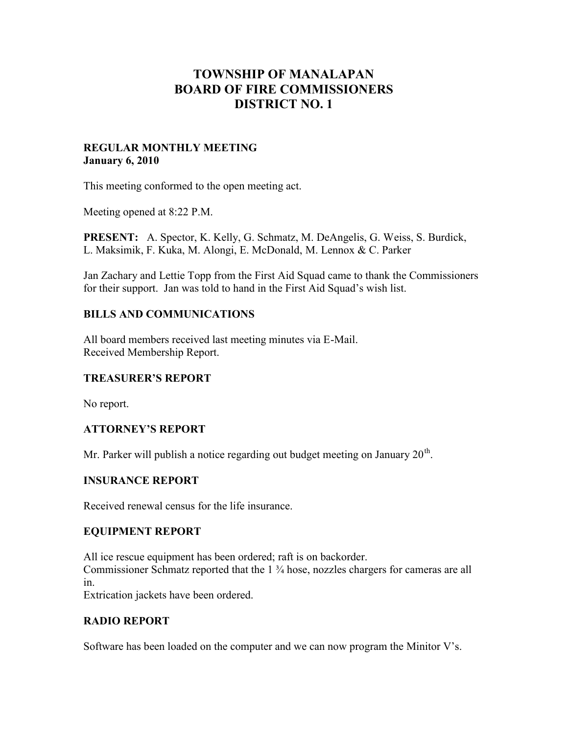# TOWNSHIP OF MANALAPAN
# BOARD OF FIRE COMMISSIONERS
# DISTRICT NO. 1

**REGULAR MONTHLY MEETING**
**January 6, 2010**

This meeting conformed to the open meeting act.

Meeting opened at 8:22 P.M.

**PRESENT:** A. Spector, K. Kelly, G. Schmatz, M. DeAngelis, G. Weiss, S. Burdick, L. Maksimik, F. Kuka, M. Alongi, E. McDonald, M. Lennox & C. Parker

Jan Zachary and Lettie Topp from the First Aid Squad came to thank the Commissioners for their support. Jan was told to hand in the First Aid Squad's wish list.

## BILLS AND COMMUNICATIONS

All board members received last meeting minutes via E-Mail.
Received Membership Report.

## TREASURER'S REPORT

No report.

## ATTORNEY'S REPORT

Mr. Parker will publish a notice regarding out budget meeting on January 20th.

## INSURANCE REPORT

Received renewal census for the life insurance.

## EQUIPMENT REPORT

All ice rescue equipment has been ordered; raft is on backorder.
Commissioner Schmatz reported that the 1 ¾ hose, nozzles chargers for cameras are all in.
Extrication jackets have been ordered.

## RADIO REPORT

Software has been loaded on the computer and we can now program the Minitor V's.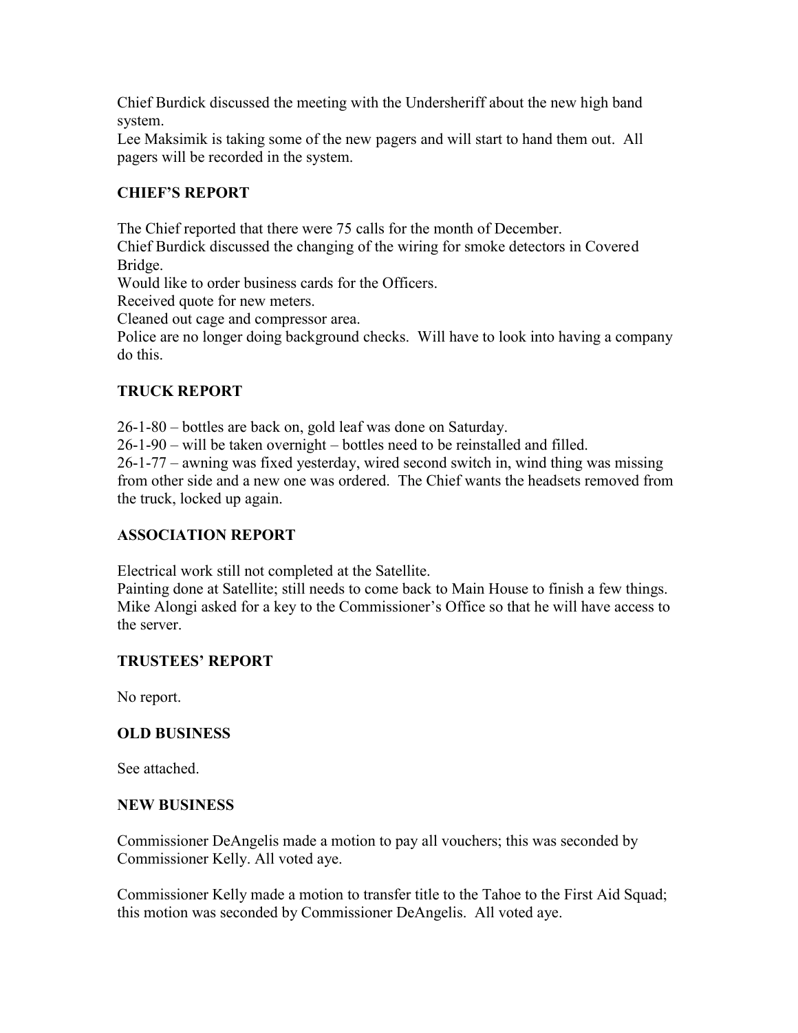Chief Burdick discussed the meeting with the Undersheriff about the new high band system.
Lee Maksimik is taking some of the new pagers and will start to hand them out. All pagers will be recorded in the system.

## CHIEF'S REPORT

The Chief reported that there were 75 calls for the month of December.
Chief Burdick discussed the changing of the wiring for smoke detectors in Covered Bridge.
Would like to order business cards for the Officers.
Received quote for new meters.
Cleaned out cage and compressor area.
Police are no longer doing background checks. Will have to look into having a company do this.

## TRUCK REPORT

26-1-80 – bottles are back on, gold leaf was done on Saturday.
26-1-90 – will be taken overnight – bottles need to be reinstalled and filled.
26-1-77 – awning was fixed yesterday, wired second switch in, wind thing was missing from other side and a new one was ordered. The Chief wants the headsets removed from the truck, locked up again.

## ASSOCIATION REPORT

Electrical work still not completed at the Satellite.
Painting done at Satellite; still needs to come back to Main House to finish a few things.
Mike Alongi asked for a key to the Commissioner's Office so that he will have access to the server.

## TRUSTEES' REPORT

No report.

## OLD BUSINESS

See attached.

## NEW BUSINESS

Commissioner DeAngelis made a motion to pay all vouchers; this was seconded by Commissioner Kelly. All voted aye.

Commissioner Kelly made a motion to transfer title to the Tahoe to the First Aid Squad; this motion was seconded by Commissioner DeAngelis. All voted aye.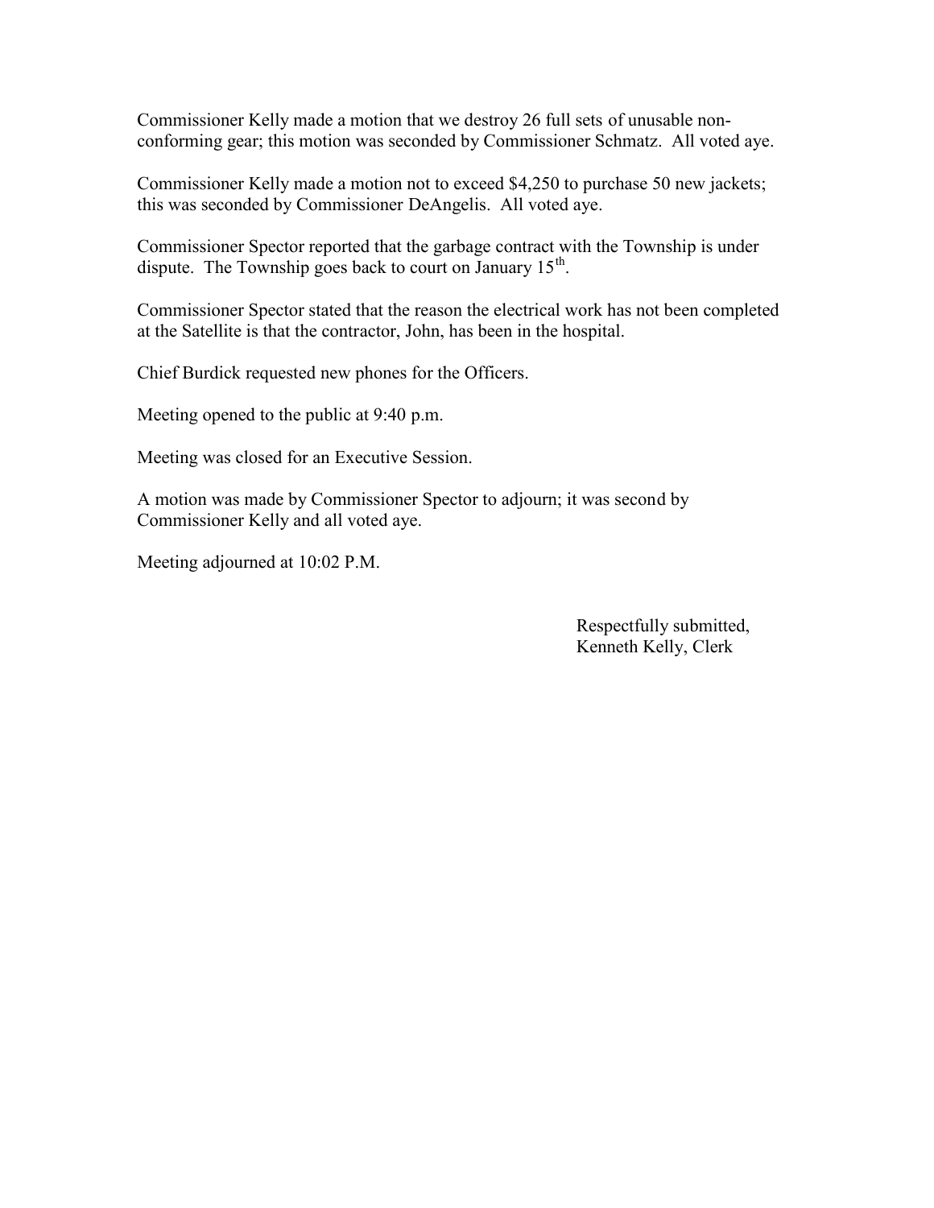Commissioner Kelly made a motion that we destroy 26 full sets of unusable non-conforming gear; this motion was seconded by Commissioner Schmatz. All voted aye.

Commissioner Kelly made a motion not to exceed $4,250 to purchase 50 new jackets; this was seconded by Commissioner DeAngelis. All voted aye.

Commissioner Spector reported that the garbage contract with the Township is under dispute. The Township goes back to court on January 15th.

Commissioner Spector stated that the reason the electrical work has not been completed at the Satellite is that the contractor, John, has been in the hospital.

Chief Burdick requested new phones for the Officers.

Meeting opened to the public at 9:40 p.m.

Meeting was closed for an Executive Session.

A motion was made by Commissioner Spector to adjourn; it was second by Commissioner Kelly and all voted aye.

Meeting adjourned at 10:02 P.M.

Respectfully submitted,
Kenneth Kelly, Clerk